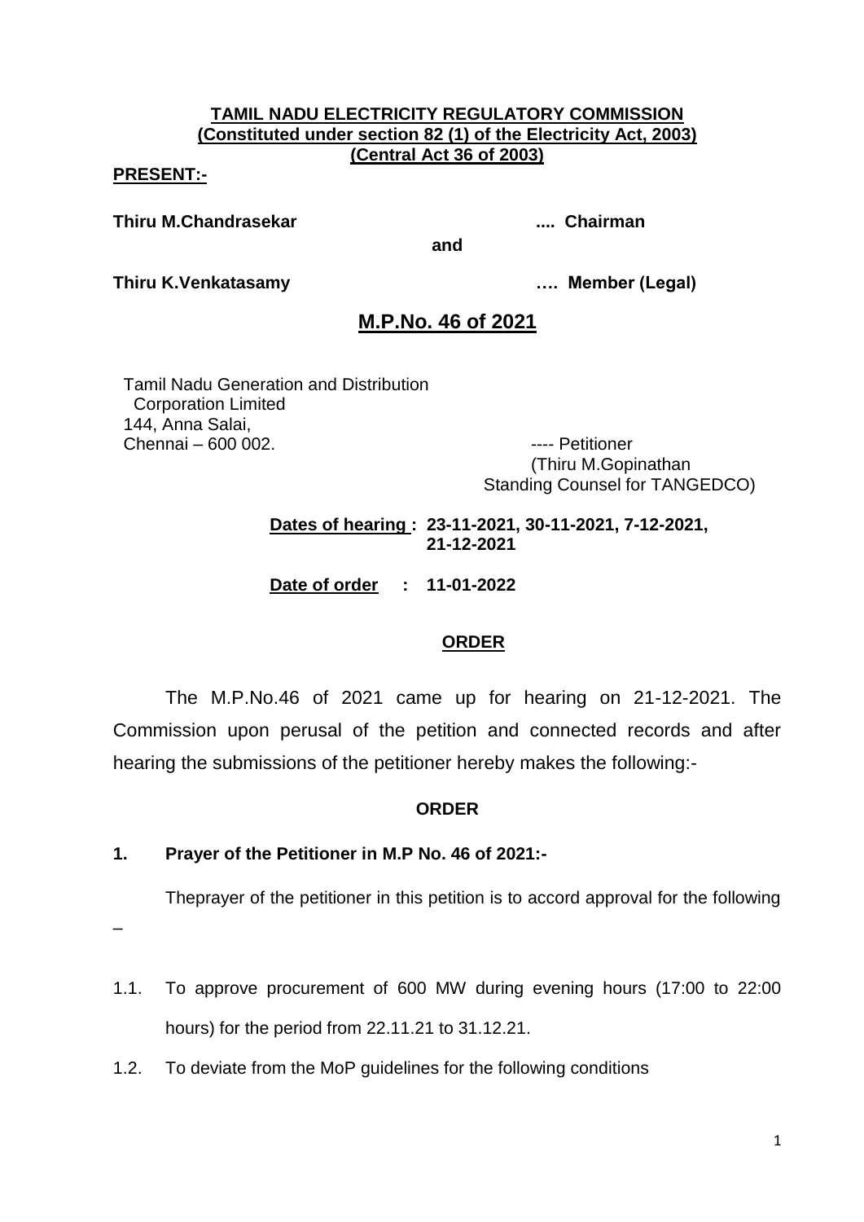**TAMIL NADU ELECTRICITY REGULATORY COMMISSION**
**(Constituted under section 82 (1) of the Electricity Act, 2003)**
**(Central Act 36 of 2003)**

**PRESENT:-**

**Thiru M.Chandrasekar .... Chairman**

**and**

**Thiru K.Venkatasamy …. Member (Legal)**

## M.P.No. 46 of 2021

Tamil Nadu Generation and Distribution Corporation Limited
144, Anna Salai,
Chennai – 600 002.

---- Petitioner
(Thiru M.Gopinathan
Standing Counsel for TANGEDCO)

**Dates of hearing : 23-11-2021, 30-11-2021, 7-12-2021, 21-12-2021**

**Date of order : 11-01-2022**

**ORDER**

The M.P.No.46 of 2021 came up for hearing on 21-12-2021. The Commission upon perusal of the petition and connected records and after hearing the submissions of the petitioner hereby makes the following:-

**ORDER**

**1. Prayer of the Petitioner in M.P No. 46 of 2021:-**

Theprayer of the petitioner in this petition is to accord approval for the following –

1.1. To approve procurement of 600 MW during evening hours (17:00 to 22:00 hours) for the period from 22.11.21 to 31.12.21.

1.2. To deviate from the MoP guidelines for the following conditions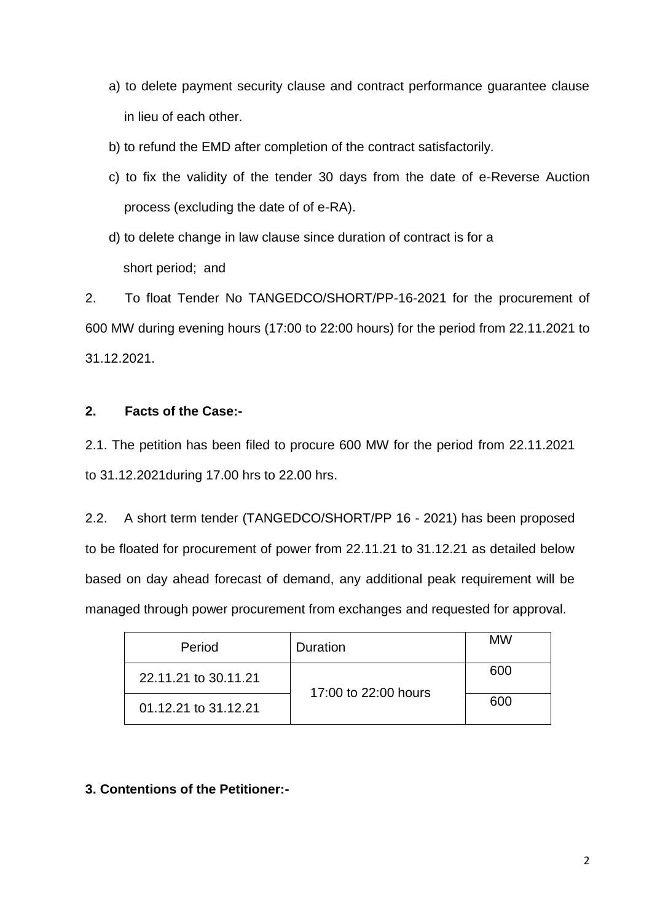a) to delete payment security clause and contract performance guarantee clause in lieu of each other.

b) to refund the EMD after completion of the contract satisfactorily.

c) to fix the validity of the tender 30 days from the date of e-Reverse Auction process (excluding the date of of e-RA).

d) to delete change in law clause since duration of contract is for a short period; and

2. To float Tender No TANGEDCO/SHORT/PP-16-2021 for the procurement of 600 MW during evening hours (17:00 to 22:00 hours) for the period from 22.11.2021 to 31.12.2021.

## 2. Facts of the Case:-

2.1. The petition has been filed to procure 600 MW for the period from 22.11.2021 to 31.12.2021during 17.00 hrs to 22.00 hrs.

2.2. A short term tender (TANGEDCO/SHORT/PP 16 - 2021) has been proposed to be floated for procurement of power from 22.11.21 to 31.12.21 as detailed below based on day ahead forecast of demand, any additional peak requirement will be managed through power procurement from exchanges and requested for approval.

| Period | Duration | MW |
|---|---|---|
| 22.11.21 to 30.11.21 | 17:00 to 22:00 hours | 600 |
| 01.12.21 to 31.12.21 | | 600 |

## 3. Contentions of the Petitioner:-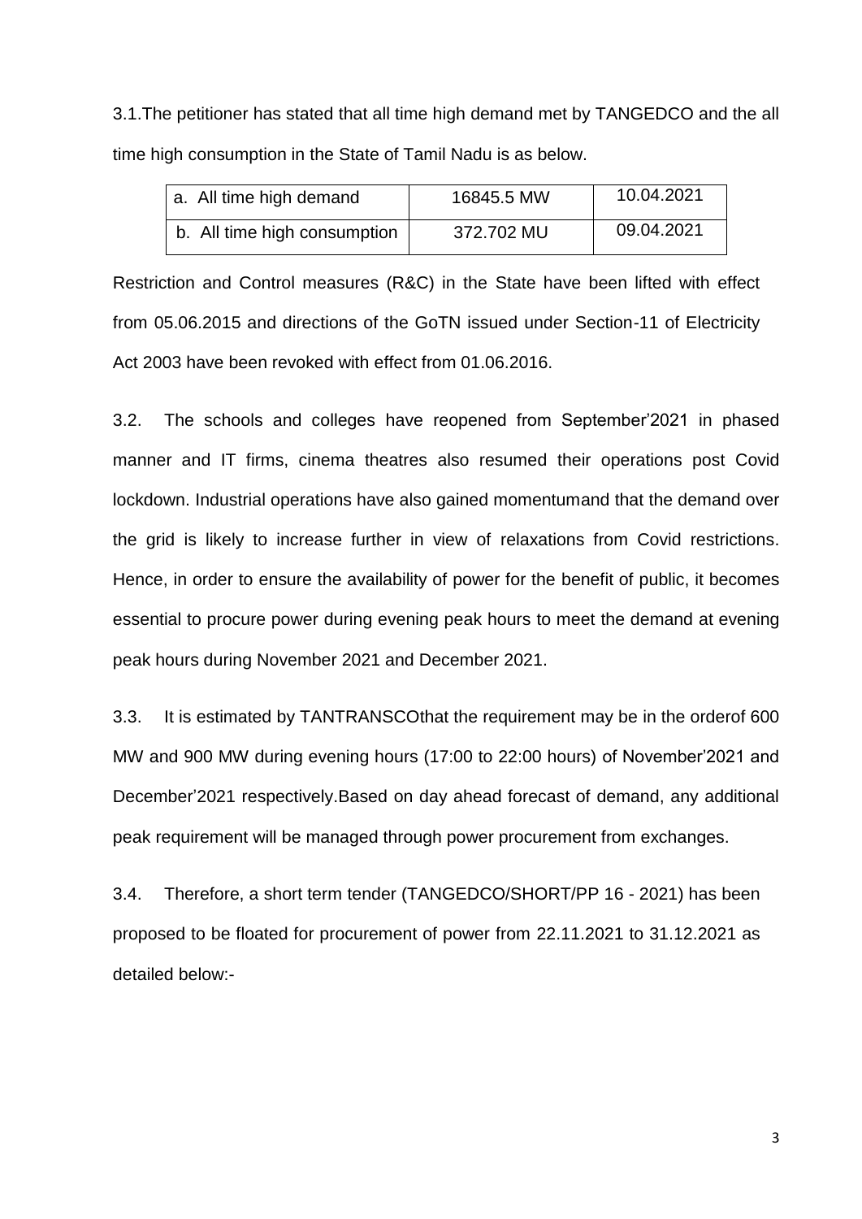3.1.The petitioner has stated that all time high demand met by TANGEDCO and the all time high consumption in the State of Tamil Nadu is as below.

| a. All time high demand | 16845.5 MW | 10.04.2021 |
|---|---|---|
| b. All time high consumption | 372.702 MU | 09.04.2021 |

Restriction and Control measures (R&C) in the State have been lifted with effect from 05.06.2015 and directions of the GoTN issued under Section-11 of Electricity Act 2003 have been revoked with effect from 01.06.2016.

3.2. The schools and colleges have reopened from September'2021 in phased manner and IT firms, cinema theatres also resumed their operations post Covid lockdown. Industrial operations have also gained momentumand that the demand over the grid is likely to increase further in view of relaxations from Covid restrictions. Hence, in order to ensure the availability of power for the benefit of public, it becomes essential to procure power during evening peak hours to meet the demand at evening peak hours during November 2021 and December 2021.

3.3. It is estimated by TANTRANSCOthat the requirement may be in the orderof 600 MW and 900 MW during evening hours (17:00 to 22:00 hours) of November'2021 and December'2021 respectively.Based on day ahead forecast of demand, any additional peak requirement will be managed through power procurement from exchanges.

3.4. Therefore, a short term tender (TANGEDCO/SHORT/PP 16 - 2021) has been proposed to be floated for procurement of power from 22.11.2021 to 31.12.2021 as detailed below:-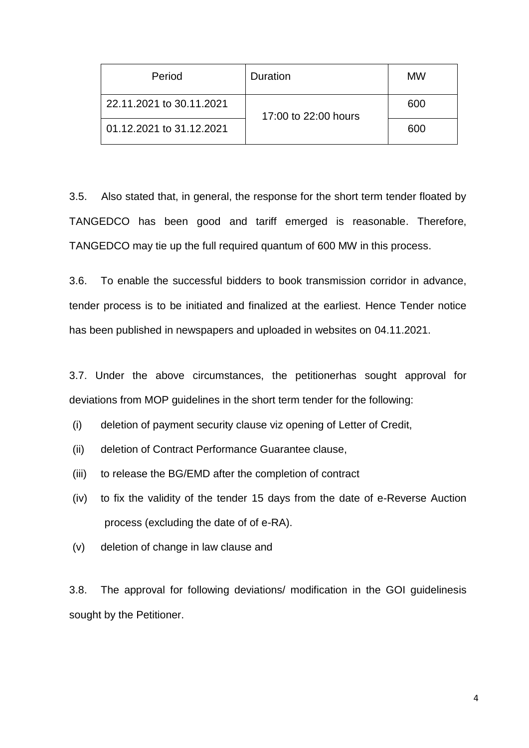| Period | Duration | MW |
|---|---|---|
| 22.11.2021 to 30.11.2021 | 17:00 to 22:00 hours | 600 |
| 01.12.2021 to 31.12.2021 | | 600 |

3.5. Also stated that, in general, the response for the short term tender floated by TANGEDCO has been good and tariff emerged is reasonable. Therefore, TANGEDCO may tie up the full required quantum of 600 MW in this process.

3.6. To enable the successful bidders to book transmission corridor in advance, tender process is to be initiated and finalized at the earliest. Hence Tender notice has been published in newspapers and uploaded in websites on 04.11.2021.

3.7. Under the above circumstances, the petitionerhas sought approval for deviations from MOP guidelines in the short term tender for the following:

(i) deletion of payment security clause viz opening of Letter of Credit,

(ii) deletion of Contract Performance Guarantee clause,

(iii) to release the BG/EMD after the completion of contract

(iv) to fix the validity of the tender 15 days from the date of e-Reverse Auction process (excluding the date of of e-RA).

(v) deletion of change in law clause and

3.8. The approval for following deviations/ modification in the GOI guidelinesis sought by the Petitioner.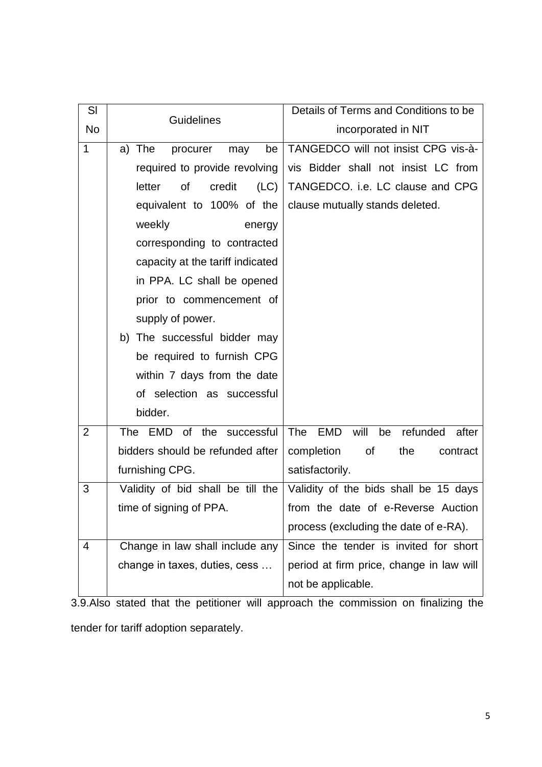| Sl No | Guidelines | Details of Terms and Conditions to be incorporated in NIT |
|---|---|---|
| 1 | a) The procurer may be required to provide revolving letter of credit (LC) equivalent to 100% of the weekly energy corresponding to contracted capacity at the tariff indicated in PPA. LC shall be opened prior to commencement of supply of power.<br>b) The successful bidder may be required to furnish CPG within 7 days from the date of selection as successful bidder. | TANGEDCO will not insist CPG vis-à-vis Bidder shall not insist LC from TANGEDCO. i.e. LC clause and CPG clause mutually stands deleted. |
| 2 | The EMD of the successful bidders should be refunded after furnishing CPG. | The EMD will be refunded after completion of the contract satisfactorily. |
| 3 | Validity of bid shall be till the time of signing of PPA. | Validity of the bids shall be 15 days from the date of e-Reverse Auction process (excluding the date of e-RA). |
| 4 | Change in law shall include any change in taxes, duties, cess … | Since the tender is invited for short period at firm price, change in law will not be applicable. |

3.9.Also stated that the petitioner will approach the commission on finalizing the tender for tariff adoption separately.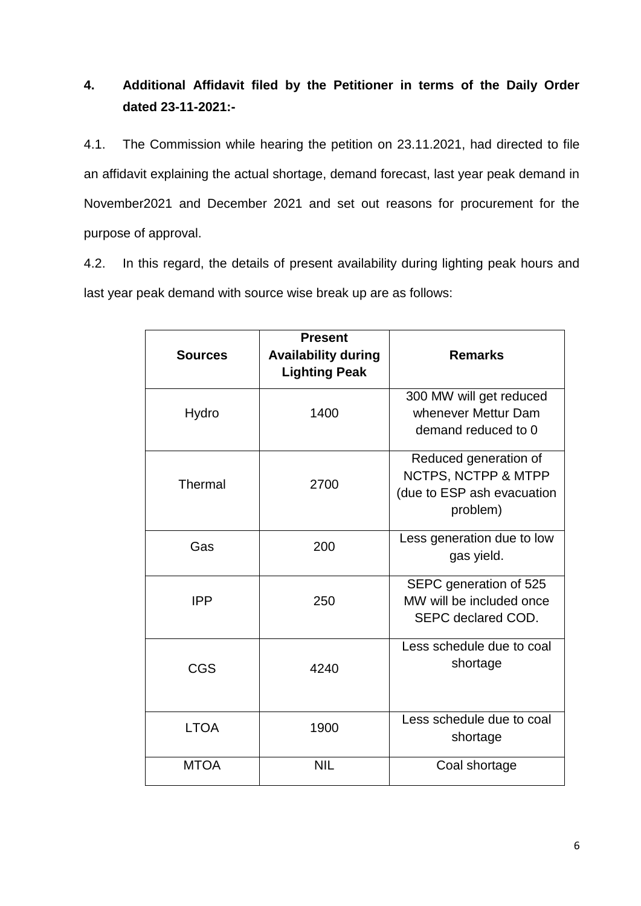## 4. Additional Affidavit filed by the Petitioner in terms of the Daily Order dated 23-11-2021:-

4.1. The Commission while hearing the petition on 23.11.2021, had directed to file an affidavit explaining the actual shortage, demand forecast, last year peak demand in November2021 and December 2021 and set out reasons for procurement for the purpose of approval.

4.2. In this regard, the details of present availability during lighting peak hours and last year peak demand with source wise break up are as follows:

| Sources | Present Availability during Lighting Peak | Remarks |
|---|---|---|
| Hydro | 1400 | 300 MW will get reduced whenever Mettur Dam demand reduced to 0 |
| Thermal | 2700 | Reduced generation of NCTPS, NCTPP & MTPP (due to ESP ash evacuation problem) |
| Gas | 200 | Less generation due to low gas yield. |
| IPP | 250 | SEPC generation of 525 MW will be included once SEPC declared COD. |
| CGS | 4240 | Less schedule due to coal shortage |
| LTOA | 1900 | Less schedule due to coal shortage |
| MTOA | NIL | Coal shortage |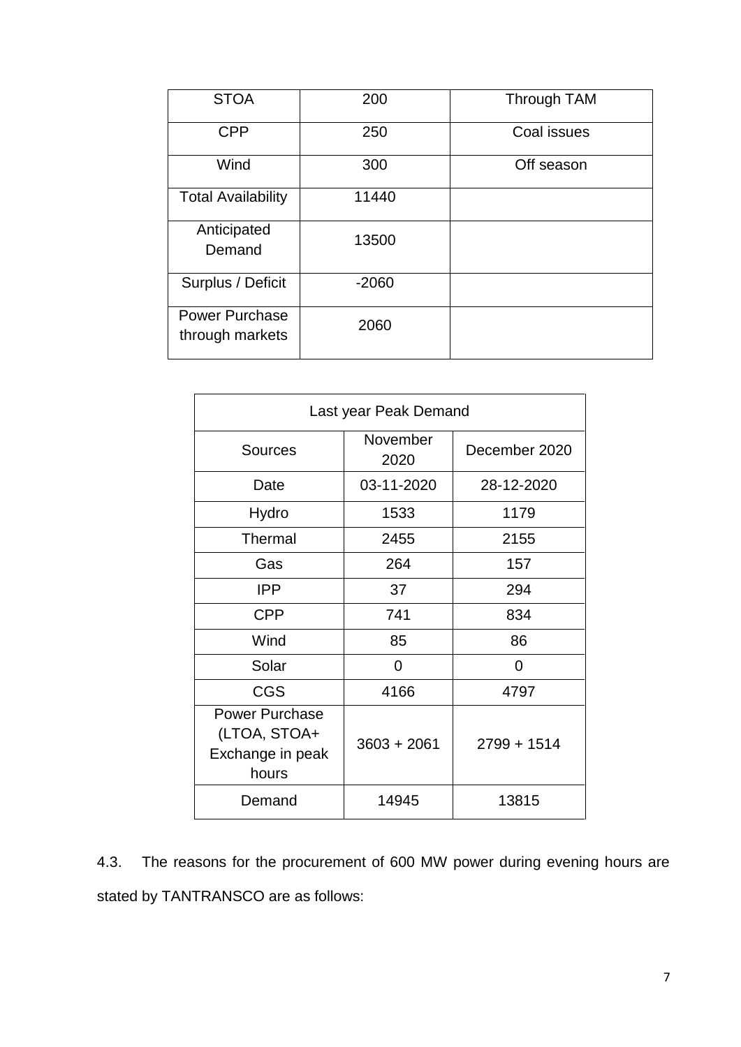| STOA | 200 | Through TAM |
|---|---|---|
| CPP | 250 | Coal issues |
| Wind | 300 | Off season |
| Total Availability | 11440 | |
| Anticipated Demand | 13500 | |
| Surplus / Deficit | -2060 | |
| Power Purchase through markets | 2060 | |

| Last year Peak Demand | | |
|---|---|---|
| Sources | November 2020 | December 2020 |
| Date | 03-11-2020 | 28-12-2020 |
| Hydro | 1533 | 1179 |
| Thermal | 2455 | 2155 |
| Gas | 264 | 157 |
| IPP | 37 | 294 |
| CPP | 741 | 834 |
| Wind | 85 | 86 |
| Solar | 0 | 0 |
| CGS | 4166 | 4797 |
| Power Purchase (LTOA, STOA+ Exchange in peak hours | 3603 + 2061 | 2799 + 1514 |
| Demand | 14945 | 13815 |

4.3. The reasons for the procurement of 600 MW power during evening hours are stated by TANTRANSCO are as follows: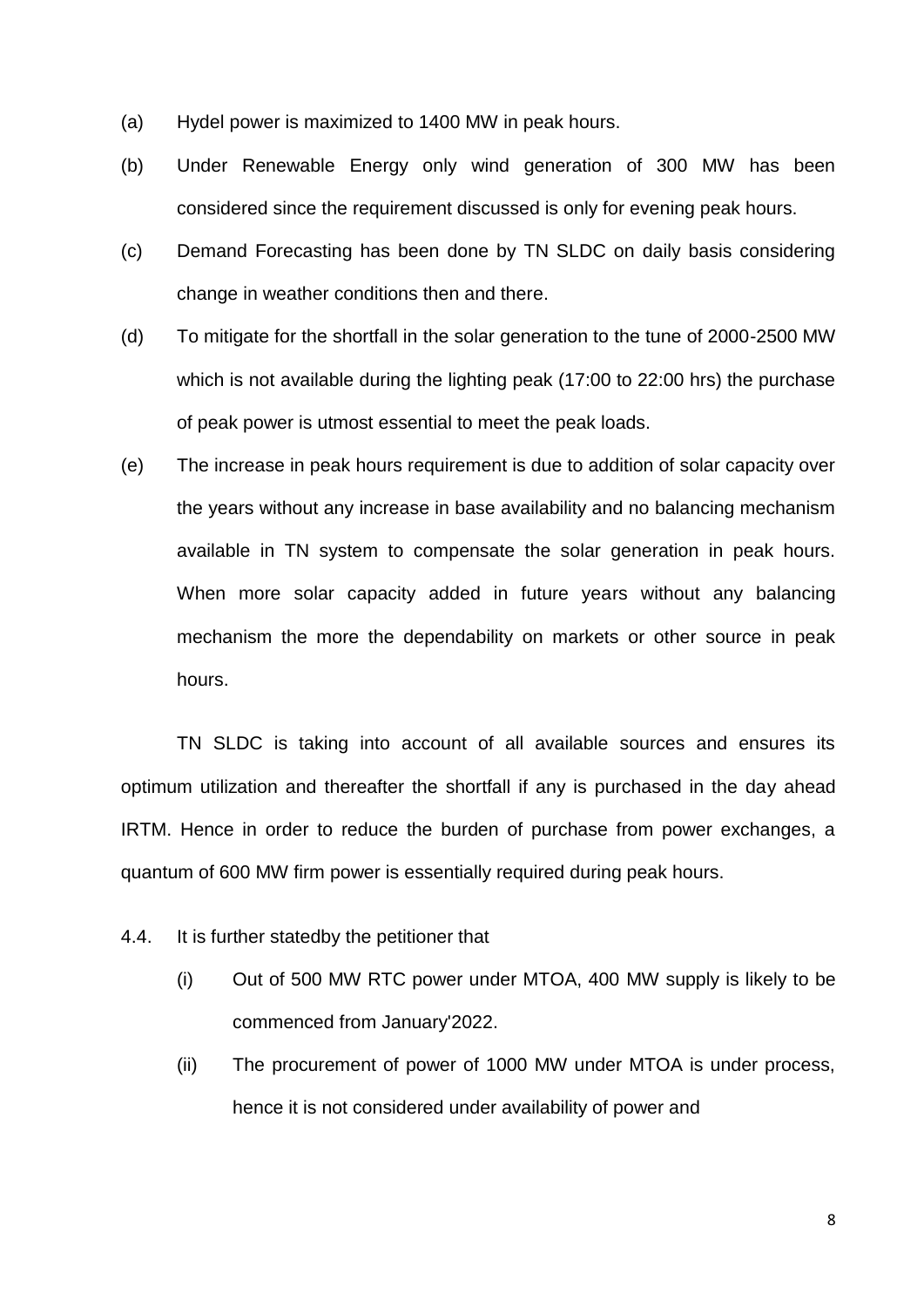(a) Hydel power is maximized to 1400 MW in peak hours.

(b) Under Renewable Energy only wind generation of 300 MW has been considered since the requirement discussed is only for evening peak hours.

(c) Demand Forecasting has been done by TN SLDC on daily basis considering change in weather conditions then and there.

(d) To mitigate for the shortfall in the solar generation to the tune of 2000-2500 MW which is not available during the lighting peak (17:00 to 22:00 hrs) the purchase of peak power is utmost essential to meet the peak loads.

(e) The increase in peak hours requirement is due to addition of solar capacity over the years without any increase in base availability and no balancing mechanism available in TN system to compensate the solar generation in peak hours. When more solar capacity added in future years without any balancing mechanism the more the dependability on markets or other source in peak hours.

TN SLDC is taking into account of all available sources and ensures its optimum utilization and thereafter the shortfall if any is purchased in the day ahead IRTM. Hence in order to reduce the burden of purchase from power exchanges, a quantum of 600 MW firm power is essentially required during peak hours.

4.4. It is further statedby the petitioner that

(i) Out of 500 MW RTC power under MTOA, 400 MW supply is likely to be commenced from January'2022.

(ii) The procurement of power of 1000 MW under MTOA is under process, hence it is not considered under availability of power and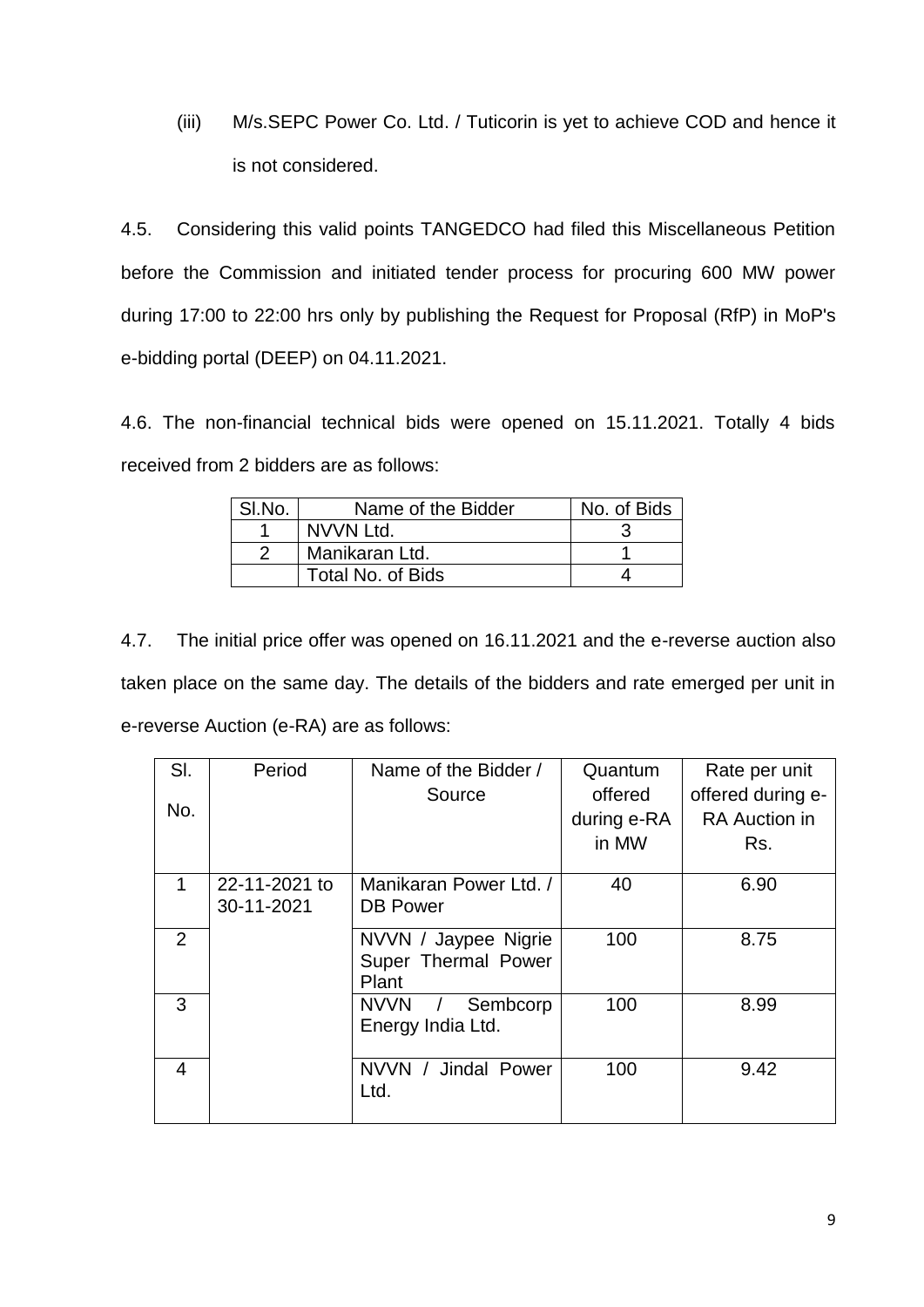(iii) M/s.SEPC Power Co. Ltd. / Tuticorin is yet to achieve COD and hence it is not considered.

4.5. Considering this valid points TANGEDCO had filed this Miscellaneous Petition before the Commission and initiated tender process for procuring 600 MW power during 17:00 to 22:00 hrs only by publishing the Request for Proposal (RfP) in MoP's e-bidding portal (DEEP) on 04.11.2021.

4.6. The non-financial technical bids were opened on 15.11.2021. Totally 4 bids received from 2 bidders are as follows:

| Sl.No. | Name of the Bidder | No. of Bids |
|---|---|---|
| 1 | NVVN Ltd. | 3 |
| 2 | Manikaran Ltd. | 1 |
| | Total No. of Bids | 4 |

4.7. The initial price offer was opened on 16.11.2021 and the e-reverse auction also taken place on the same day. The details of the bidders and rate emerged per unit in e-reverse Auction (e-RA) are as follows:

| Sl. No. | Period | Name of the Bidder / Source | Quantum offered during e-RA in MW | Rate per unit offered during e-RA Auction in Rs. |
|---|---|---|---|---|
| 1 | 22-11-2021 to 30-11-2021 | Manikaran Power Ltd. / DB Power | 40 | 6.90 |
| 2 | | NVVN / Jaypee Nigrie Super Thermal Power Plant | 100 | 8.75 |
| 3 | | NVVN / Sembcorp Energy India Ltd. | 100 | 8.99 |
| 4 | | NVVN / Jindal Power Ltd. | 100 | 9.42 |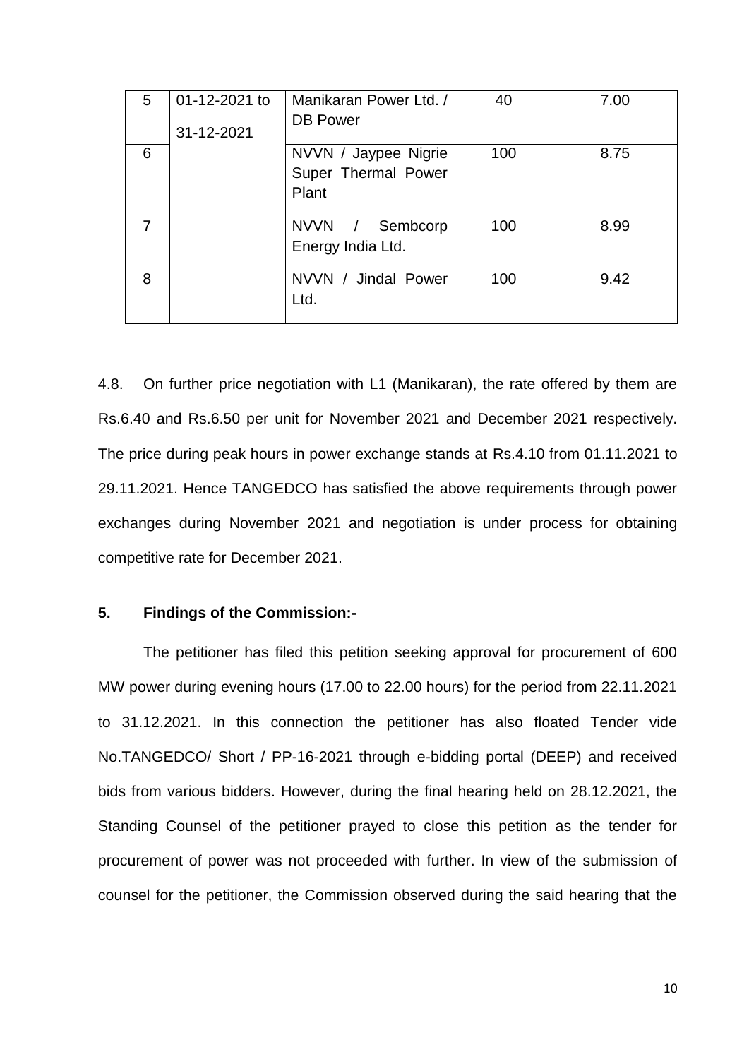| 5 | 01-12-2021 to 31-12-2021 | Manikaran Power Ltd. / DB Power | 40 | 7.00 |
|---|---|---|---|---|
| 6 | | NVVN / Jaypee Nigrie Super Thermal Power Plant | 100 | 8.75 |
| 7 | | NVVN / Sembcorp Energy India Ltd. | 100 | 8.99 |
| 8 | | NVVN / Jindal Power Ltd. | 100 | 9.42 |

4.8. On further price negotiation with L1 (Manikaran), the rate offered by them are Rs.6.40 and Rs.6.50 per unit for November 2021 and December 2021 respectively. The price during peak hours in power exchange stands at Rs.4.10 from 01.11.2021 to 29.11.2021. Hence TANGEDCO has satisfied the above requirements through power exchanges during November 2021 and negotiation is under process for obtaining competitive rate for December 2021.

**5. Findings of the Commission:-**

The petitioner has filed this petition seeking approval for procurement of 600 MW power during evening hours (17.00 to 22.00 hours) for the period from 22.11.2021 to 31.12.2021. In this connection the petitioner has also floated Tender vide No.TANGEDCO/ Short / PP-16-2021 through e-bidding portal (DEEP) and received bids from various bidders. However, during the final hearing held on 28.12.2021, the Standing Counsel of the petitioner prayed to close this petition as the tender for procurement of power was not proceeded with further. In view of the submission of counsel for the petitioner, the Commission observed during the said hearing that the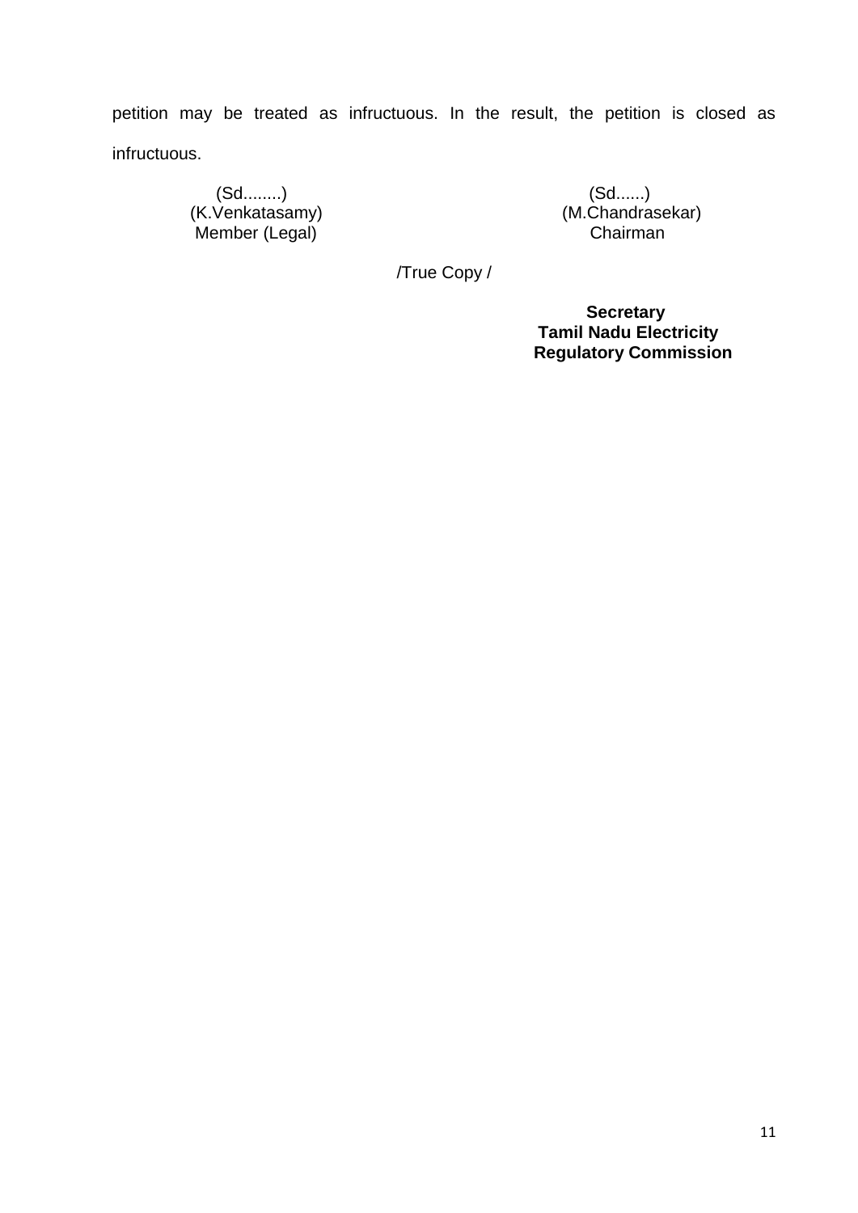petition may be treated as infructuous. In the result, the petition is closed as infructuous.

| | |
|---|---|
| (Sd........) | (Sd......) |
| (K.Venkatasamy) | (M.Chandrasekar) |
| Member (Legal) | Chairman |

/True Copy /

**Secretary**
**Tamil Nadu Electricity**
**Regulatory Commission**